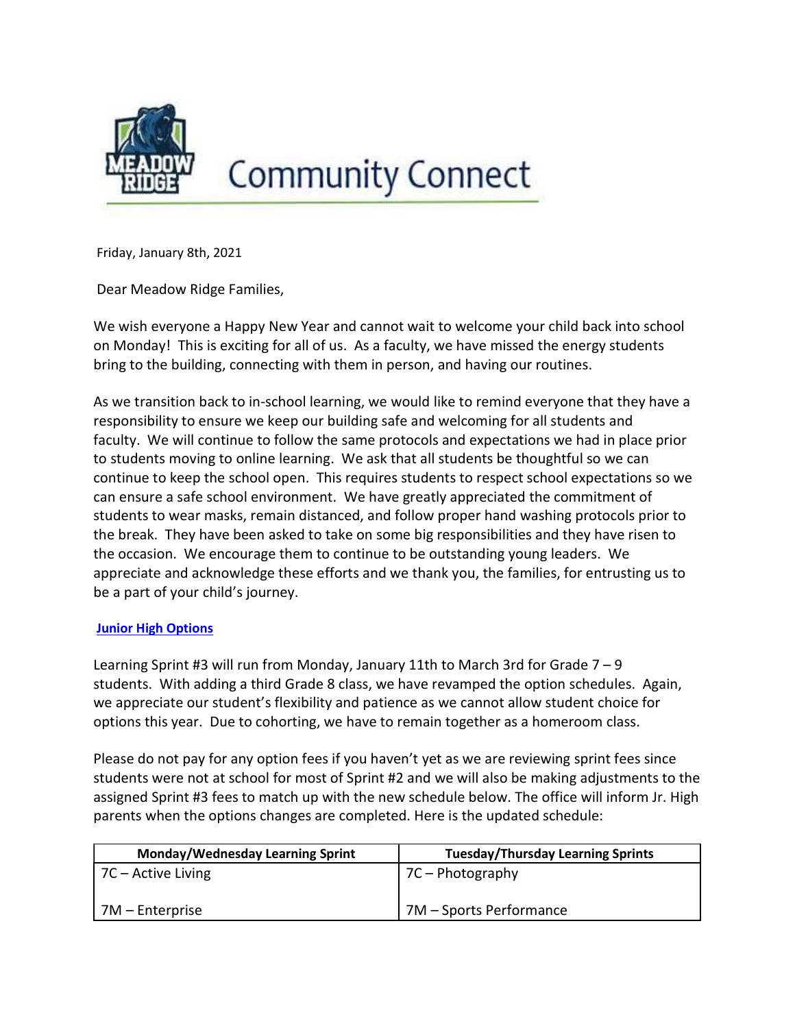# Community Connect

Friday, January 8th, 2021

Dear Meadow Ridge Families,

We wish everyone a Happy New Year and cannot wait to welcome your child back into school on Monday! This is exciting for all of us. As a faculty, we have missed the energy students bring to the building, connecting with them in person, and having our routines.

As we transition back to in-school learning, we would like to remind everyone that they have a responsibility to ensure we keep our building safe and welcoming for all students and faculty. We will continue to follow the same protocols and expectations we had in place prior to students moving to online learning. We ask that all students be thoughtful so we can continue to keep the school open. This requires students to respect school expectations so we can ensure a safe school environment. We have greatly appreciated the commitment of students to wear masks, remain distanced, and follow proper hand washing protocols prior to the break. They have been asked to take on some big responsibilities and they have risen to the occasion. We encourage them to continue to be outstanding young leaders. We appreciate and acknowledge these efforts and we thank you, the families, for entrusting us to be a part of your child's journey.

**Junior High Options**

Learning Sprint #3 will run from Monday, January 11th to March 3rd for Grade 7 – 9 students. With adding a third Grade 8 class, we have revamped the option schedules. Again, we appreciate our student's flexibility and patience as we cannot allow student choice for options this year. Due to cohorting, we have to remain together as a homeroom class.

Please do not pay for any option fees if you haven't yet as we are reviewing sprint fees since students were not at school for most of Sprint #2 and we will also be making adjustments to the assigned Sprint #3 fees to match up with the new schedule below. The office will inform Jr. High parents when the options changes are completed. Here is the updated schedule:

| Monday/Wednesday Learning Sprint | Tuesday/Thursday Learning Sprints |
| --- | --- |
| 7C – Active Living<br><br>7M – Enterprise | 7C – Photography<br><br>7M – Sports Performance |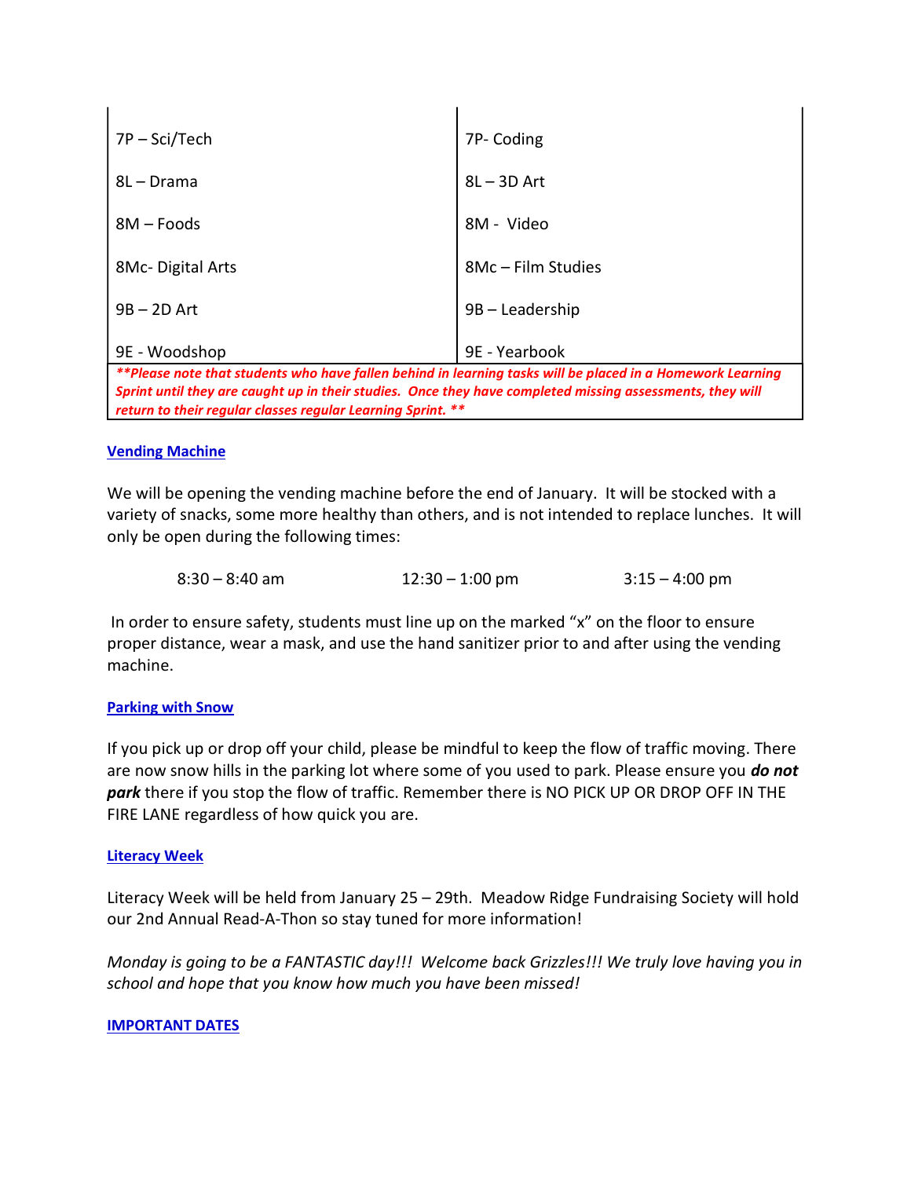| | |
|---|---|
| 7P – Sci/Tech | 7P- Coding |
| 8L – Drama | 8L – 3D Art |
| 8M – Foods | 8M - Video |
| 8Mc- Digital Arts | 8Mc – Film Studies |
| 9B – 2D Art | 9B – Leadership |
| 9E - Woodshop | 9E - Yearbook |

***\*\*Please note that students who have fallen behind in learning tasks will be placed in a Homework Learning Sprint until they are caught up in their studies. Once they have completed missing assessments, they will return to their regular classes regular Learning Sprint. \*\****

**Vending Machine**

We will be opening the vending machine before the end of January. It will be stocked with a variety of snacks, some more healthy than others, and is not intended to replace lunches. It will only be open during the following times:

8:30 – 8:40 am 12:30 – 1:00 pm 3:15 – 4:00 pm

In order to ensure safety, students must line up on the marked "x" on the floor to ensure proper distance, wear a mask, and use the hand sanitizer prior to and after using the vending machine.

**Parking with Snow**

If you pick up or drop off your child, please be mindful to keep the flow of traffic moving. There are now snow hills in the parking lot where some of you used to park. Please ensure you ***do not park*** there if you stop the flow of traffic. Remember there is NO PICK UP OR DROP OFF IN THE FIRE LANE regardless of how quick you are.

**Literacy Week**

Literacy Week will be held from January 25 – 29th. Meadow Ridge Fundraising Society will hold our 2nd Annual Read-A-Thon so stay tuned for more information!

*Monday is going to be a FANTASTIC day!!! Welcome back Grizzles!!! We truly love having you in school and hope that you know how much you have been missed!*

**IMPORTANT DATES**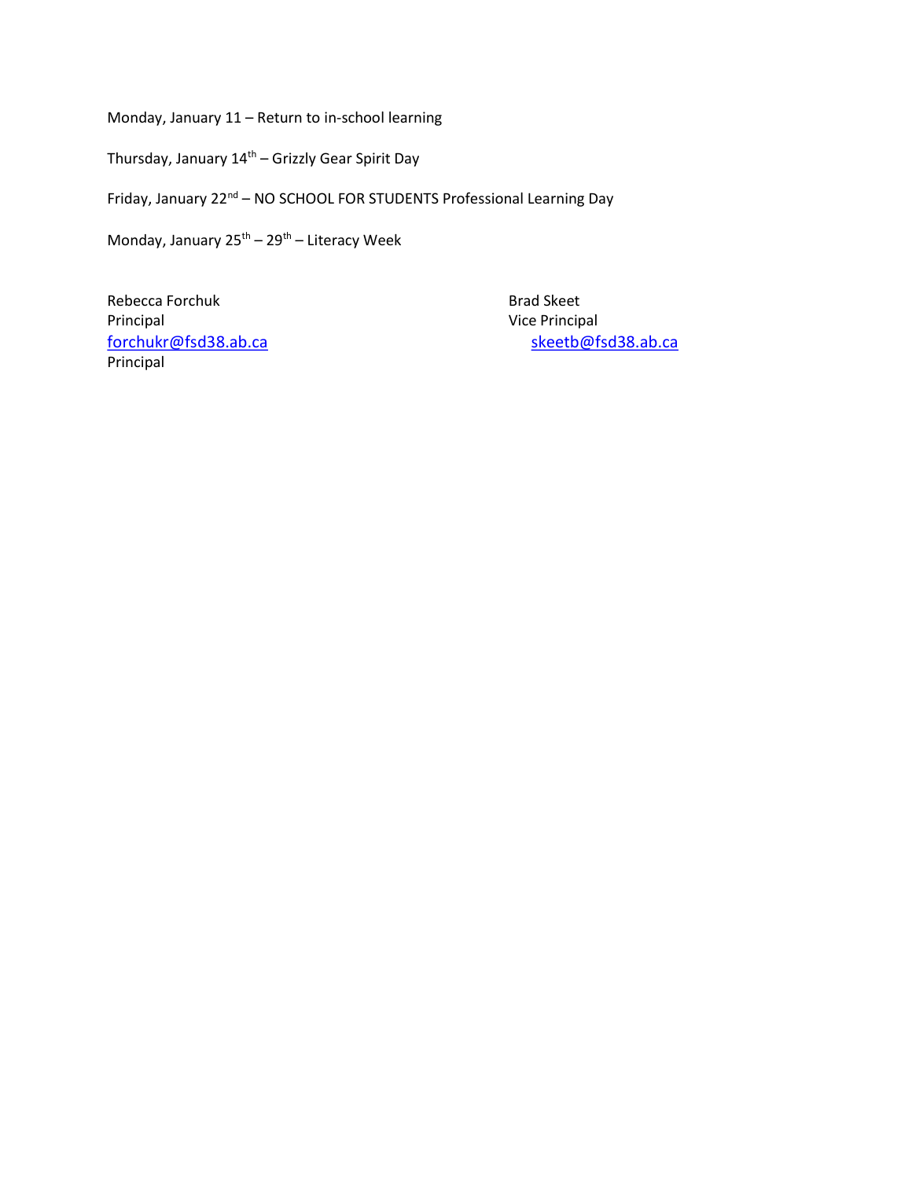Monday, January 11 – Return to in-school learning

Thursday, January 14th – Grizzly Gear Spirit Day

Friday, January 22nd – NO SCHOOL FOR STUDENTS Professional Learning Day

Monday, January 25th – 29th – Literacy Week

Rebecca Forchuk
Principal
forchukr@fsd38.ab.ca
Principal

Brad Skeet
Vice Principal
skeetb@fsd38.ab.ca